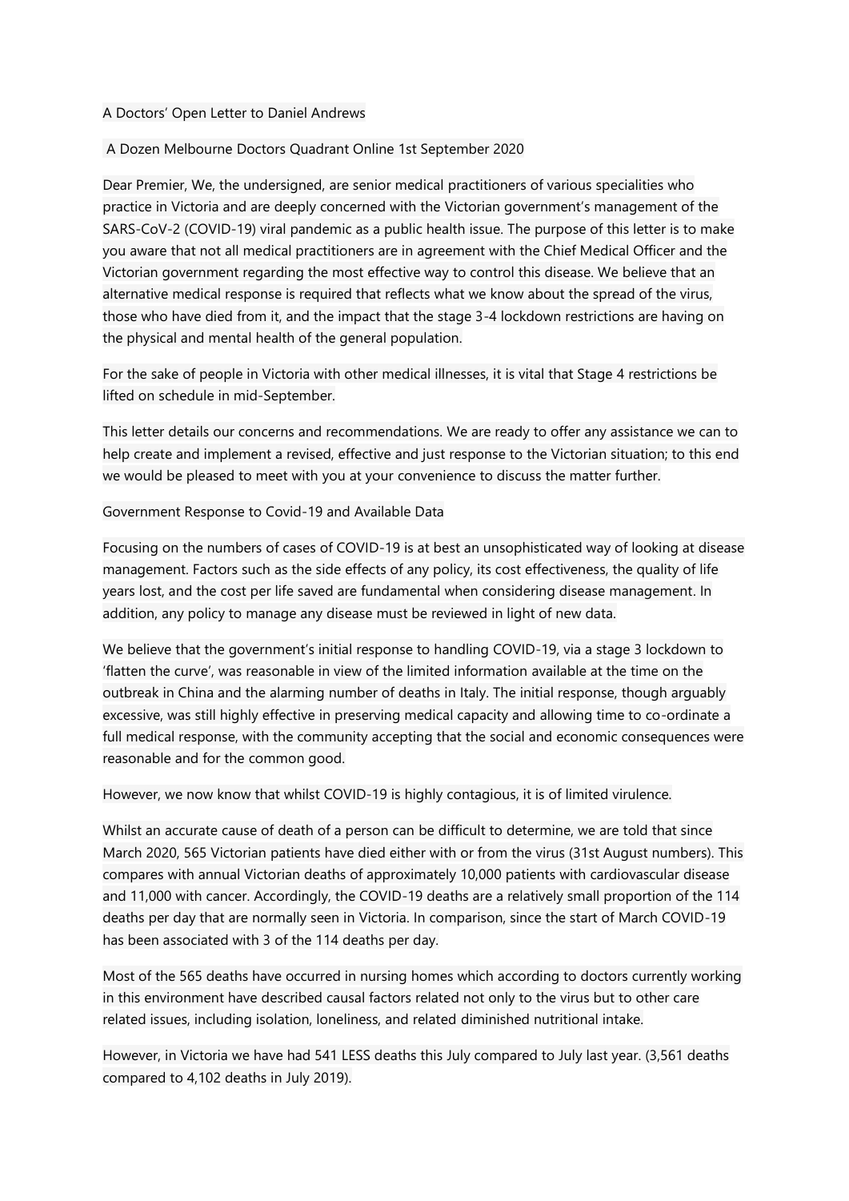# A Doctors' Open Letter to Daniel Andrews

A Dozen Melbourne Doctors Quadrant Online 1st September 2020

Dear Premier, We, the undersigned, are senior medical practitioners of various specialities who practice in Victoria and are deeply concerned with the Victorian government's management of the SARS-CoV-2 (COVID-19) viral pandemic as a public health issue. The purpose of this letter is to make you aware that not all medical practitioners are in agreement with the Chief Medical Officer and the Victorian government regarding the most effective way to control this disease. We believe that an alternative medical response is required that reflects what we know about the spread of the virus, those who have died from it, and the impact that the stage 3-4 lockdown restrictions are having on the physical and mental health of the general population.

For the sake of people in Victoria with other medical illnesses, it is vital that Stage 4 restrictions be lifted on schedule in mid-September.

This letter details our concerns and recommendations. We are ready to offer any assistance we can to help create and implement a revised, effective and just response to the Victorian situation; to this end we would be pleased to meet with you at your convenience to discuss the matter further.

## Government Response to Covid-19 and Available Data

Focusing on the numbers of cases of COVID-19 is at best an unsophisticated way of looking at disease management. Factors such as the side effects of any policy, its cost effectiveness, the quality of life years lost, and the cost per life saved are fundamental when considering disease management. In addition, any policy to manage any disease must be reviewed in light of new data.

We believe that the government's initial response to handling COVID-19, via a stage 3 lockdown to 'flatten the curve', was reasonable in view of the limited information available at the time on the outbreak in China and the alarming number of deaths in Italy. The initial response, though arguably excessive, was still highly effective in preserving medical capacity and allowing time to co-ordinate a full medical response, with the community accepting that the social and economic consequences were reasonable and for the common good.

However, we now know that whilst COVID-19 is highly contagious, it is of limited virulence.

Whilst an accurate cause of death of a person can be difficult to determine, we are told that since March 2020, 565 Victorian patients have died either with or from the virus (31st August numbers). This compares with annual Victorian deaths of approximately 10,000 patients with cardiovascular disease and 11,000 with cancer. Accordingly, the COVID-19 deaths are a relatively small proportion of the 114 deaths per day that are normally seen in Victoria. In comparison, since the start of March COVID-19 has been associated with 3 of the 114 deaths per day.

Most of the 565 deaths have occurred in nursing homes which according to doctors currently working in this environment have described causal factors related not only to the virus but to other care related issues, including isolation, loneliness, and related diminished nutritional intake.

However, in Victoria we have had 541 LESS deaths this July compared to July last year. (3,561 deaths compared to 4,102 deaths in July 2019).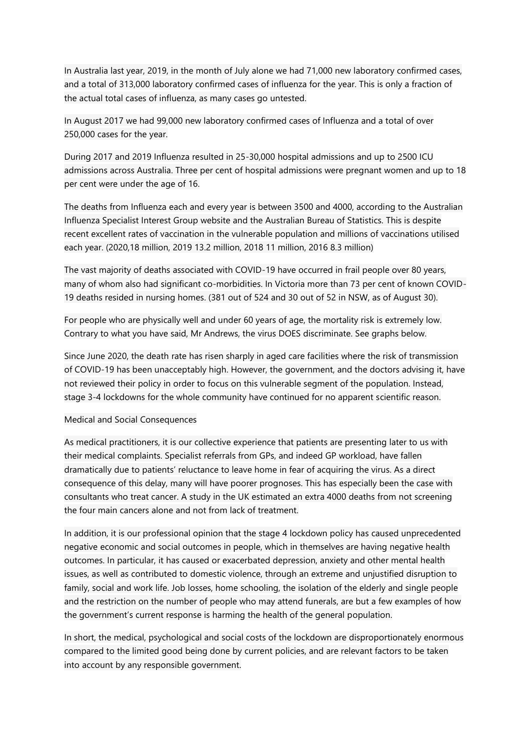In Australia last year, 2019, in the month of July alone we had 71,000 new laboratory confirmed cases, and a total of 313,000 laboratory confirmed cases of influenza for the year. This is only a fraction of the actual total cases of influenza, as many cases go untested.

In August 2017 we had 99,000 new laboratory confirmed cases of Influenza and a total of over 250,000 cases for the year.

During 2017 and 2019 Influenza resulted in 25-30,000 hospital admissions and up to 2500 ICU admissions across Australia. Three per cent of hospital admissions were pregnant women and up to 18 per cent were under the age of 16.

The deaths from Influenza each and every year is between 3500 and 4000, according to the Australian Influenza Specialist Interest Group website and the Australian Bureau of Statistics. This is despite recent excellent rates of vaccination in the vulnerable population and millions of vaccinations utilised each year. (2020,18 million, 2019 13.2 million, 2018 11 million, 2016 8.3 million)

The vast majority of deaths associated with COVID-19 have occurred in frail people over 80 years, many of whom also had significant co-morbidities. In Victoria more than 73 per cent of known COVID-19 deaths resided in nursing homes. (381 out of 524 and 30 out of 52 in NSW, as of August 30).

For people who are physically well and under 60 years of age, the mortality risk is extremely low. Contrary to what you have said, Mr Andrews, the virus DOES discriminate. See graphs below.

Since June 2020, the death rate has risen sharply in aged care facilities where the risk of transmission of COVID-19 has been unacceptably high. However, the government, and the doctors advising it, have not reviewed their policy in order to focus on this vulnerable segment of the population. Instead, stage 3-4 lockdowns for the whole community have continued for no apparent scientific reason.

Medical and Social Consequences

As medical practitioners, it is our collective experience that patients are presenting later to us with their medical complaints. Specialist referrals from GPs, and indeed GP workload, have fallen dramatically due to patients' reluctance to leave home in fear of acquiring the virus. As a direct consequence of this delay, many will have poorer prognoses. This has especially been the case with consultants who treat cancer. A study in the UK estimated an extra 4000 deaths from not screening the four main cancers alone and not from lack of treatment.

In addition, it is our professional opinion that the stage 4 lockdown policy has caused unprecedented negative economic and social outcomes in people, which in themselves are having negative health outcomes. In particular, it has caused or exacerbated depression, anxiety and other mental health issues, as well as contributed to domestic violence, through an extreme and unjustified disruption to family, social and work life. Job losses, home schooling, the isolation of the elderly and single people and the restriction on the number of people who may attend funerals, are but a few examples of how the government's current response is harming the health of the general population.

In short, the medical, psychological and social costs of the lockdown are disproportionately enormous compared to the limited good being done by current policies, and are relevant factors to be taken into account by any responsible government.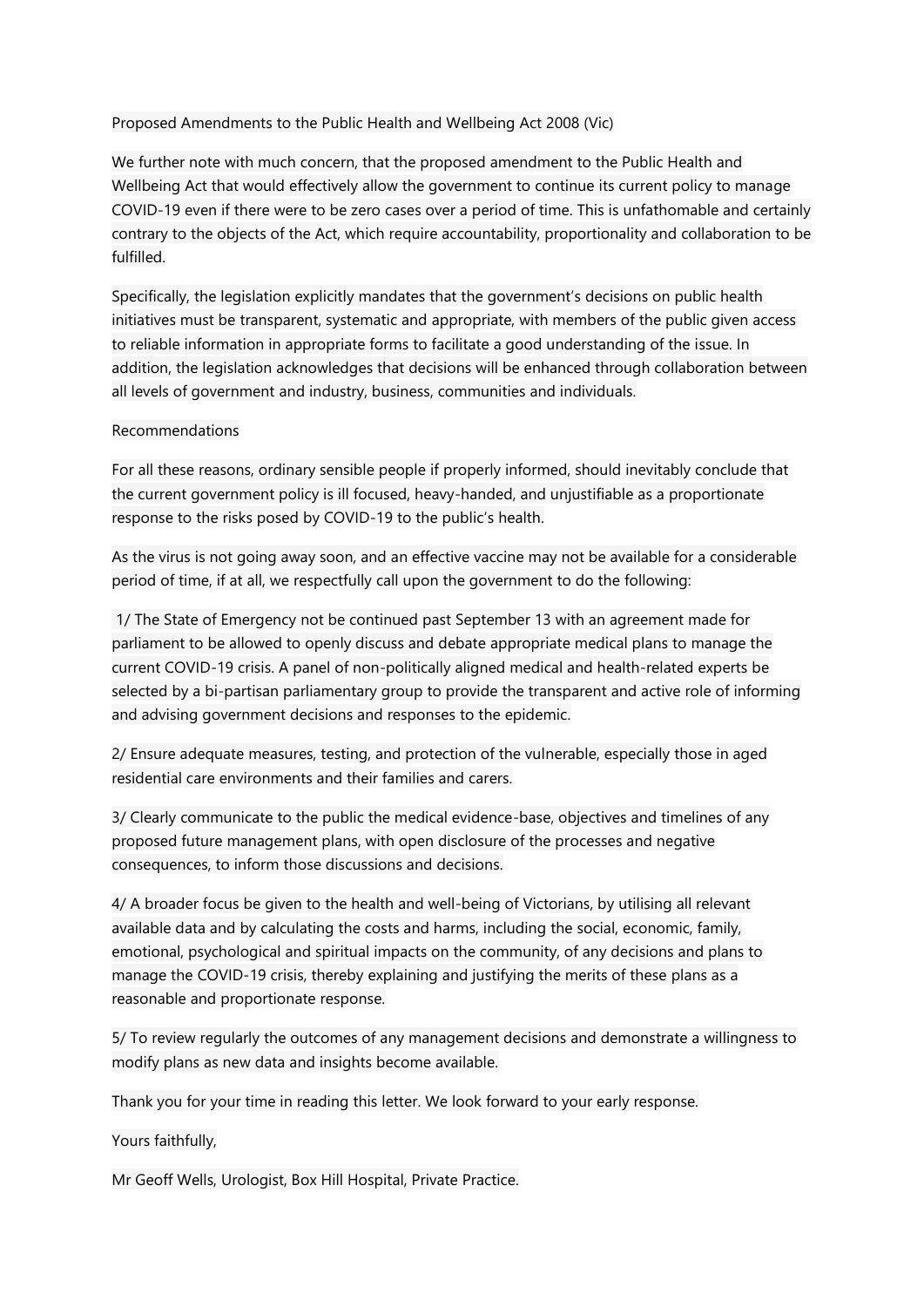## Proposed Amendments to the Public Health and Wellbeing Act 2008 (Vic)

We further note with much concern, that the proposed amendment to the Public Health and Wellbeing Act that would effectively allow the government to continue its current policy to manage COVID-19 even if there were to be zero cases over a period of time. This is unfathomable and certainly contrary to the objects of the Act, which require accountability, proportionality and collaboration to be fulfilled.

Specifically, the legislation explicitly mandates that the government's decisions on public health initiatives must be transparent, systematic and appropriate, with members of the public given access to reliable information in appropriate forms to facilitate a good understanding of the issue. In addition, the legislation acknowledges that decisions will be enhanced through collaboration between all levels of government and industry, business, communities and individuals.

## Recommendations

For all these reasons, ordinary sensible people if properly informed, should inevitably conclude that the current government policy is ill focused, heavy-handed, and unjustifiable as a proportionate response to the risks posed by COVID-19 to the public's health.

As the virus is not going away soon, and an effective vaccine may not be available for a considerable period of time, if at all, we respectfully call upon the government to do the following:

1/ The State of Emergency not be continued past September 13 with an agreement made for parliament to be allowed to openly discuss and debate appropriate medical plans to manage the current COVID-19 crisis. A panel of non-politically aligned medical and health-related experts be selected by a bi-partisan parliamentary group to provide the transparent and active role of informing and advising government decisions and responses to the epidemic.

2/ Ensure adequate measures, testing, and protection of the vulnerable, especially those in aged residential care environments and their families and carers.

3/ Clearly communicate to the public the medical evidence-base, objectives and timelines of any proposed future management plans, with open disclosure of the processes and negative consequences, to inform those discussions and decisions.

4/ A broader focus be given to the health and well-being of Victorians, by utilising all relevant available data and by calculating the costs and harms, including the social, economic, family, emotional, psychological and spiritual impacts on the community, of any decisions and plans to manage the COVID-19 crisis, thereby explaining and justifying the merits of these plans as a reasonable and proportionate response.

5/ To review regularly the outcomes of any management decisions and demonstrate a willingness to modify plans as new data and insights become available.

Thank you for your time in reading this letter. We look forward to your early response.

Yours faithfully,

Mr Geoff Wells, Urologist, Box Hill Hospital, Private Practice.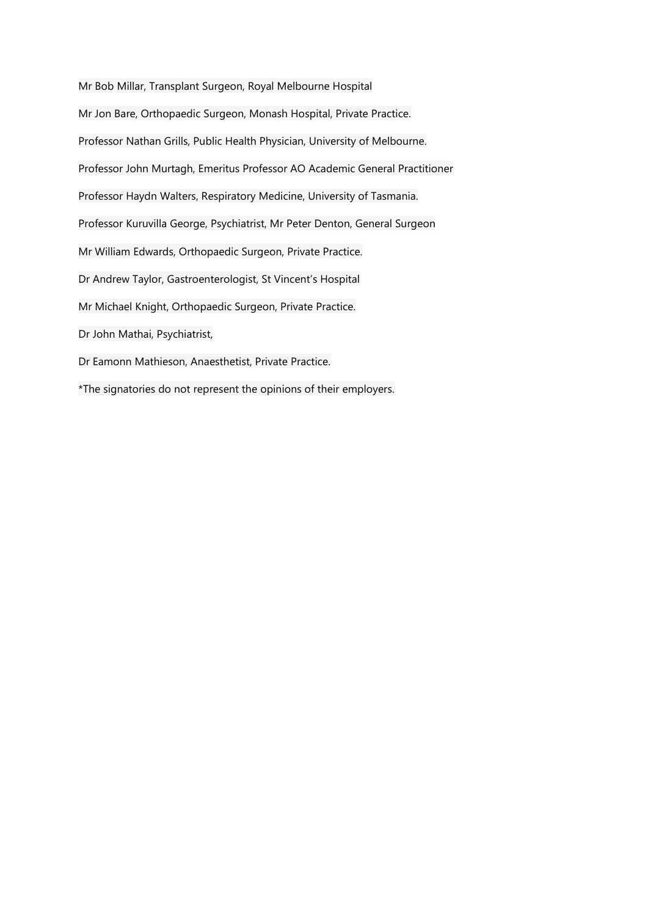Mr Bob Millar, Transplant Surgeon, Royal Melbourne Hospital

Mr Jon Bare, Orthopaedic Surgeon, Monash Hospital, Private Practice.

Professor Nathan Grills, Public Health Physician, University of Melbourne.

Professor John Murtagh, Emeritus Professor AO Academic General Practitioner

Professor Haydn Walters, Respiratory Medicine, University of Tasmania.

Professor Kuruvilla George, Psychiatrist, Mr Peter Denton, General Surgeon

Mr William Edwards, Orthopaedic Surgeon, Private Practice.

Dr Andrew Taylor, Gastroenterologist, St Vincent's Hospital

Mr Michael Knight, Orthopaedic Surgeon, Private Practice.

Dr John Mathai, Psychiatrist,

Dr Eamonn Mathieson, Anaesthetist, Private Practice.

*The signatories do not represent the opinions of their employers.